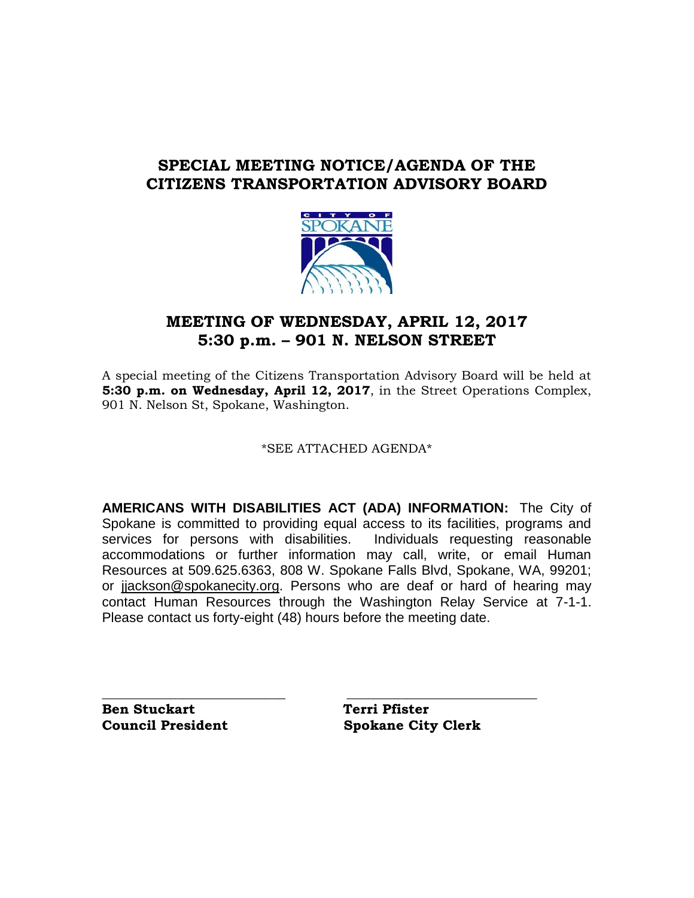# SPECIAL MEETING NOTICE/AGENDA OF THE CITIZENS TRANSPORTATION ADVISORY BOARD

## MEETING OF WEDNESDAY, APRIL 12, 2017
## 5:30 p.m. – 901 N. NELSON STREET

A special meeting of the Citizens Transportation Advisory Board will be held at **5:30 p.m. on Wednesday, April 12, 2017**, in the Street Operations Complex, 901 N. Nelson St, Spokane, Washington.

*SEE ATTACHED AGENDA*

**AMERICANS WITH DISABILITIES ACT (ADA) INFORMATION:** The City of Spokane is committed to providing equal access to its facilities, programs and services for persons with disabilities. Individuals requesting reasonable accommodations or further information may call, write, or email Human Resources at 509.625.6363, 808 W. Spokane Falls Blvd, Spokane, WA, 99201; or jjackson@spokanecity.org. Persons who are deaf or hard of hearing may contact Human Resources through the Washington Relay Service at 7-1-1. Please contact us forty-eight (48) hours before the meeting date.

| ___________________________ | ___________________________ |
|---|---|
| **Ben Stuckart** | **Terri Pfister** |
| **Council President** | **Spokane City Clerk** |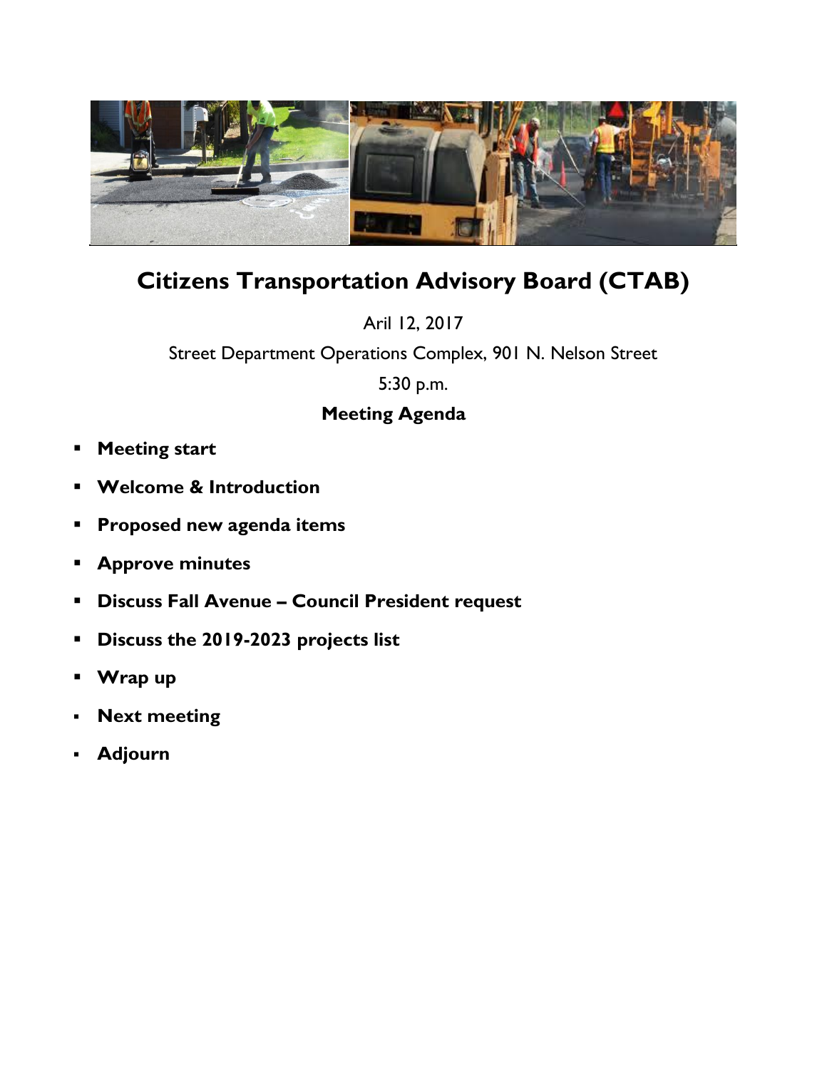# Citizens Transportation Advisory Board (CTAB)

Aril 12, 2017

Street Department Operations Complex, 901 N. Nelson Street

5:30 p.m.

**Meeting Agenda**

- **Meeting start**
- **Welcome & Introduction**
- **Proposed new agenda items**
- **Approve minutes**
- **Discuss Fall Avenue – Council President request**
- **Discuss the 2019-2023 projects list**
- **Wrap up**
- **Next meeting**
- **Adjourn**